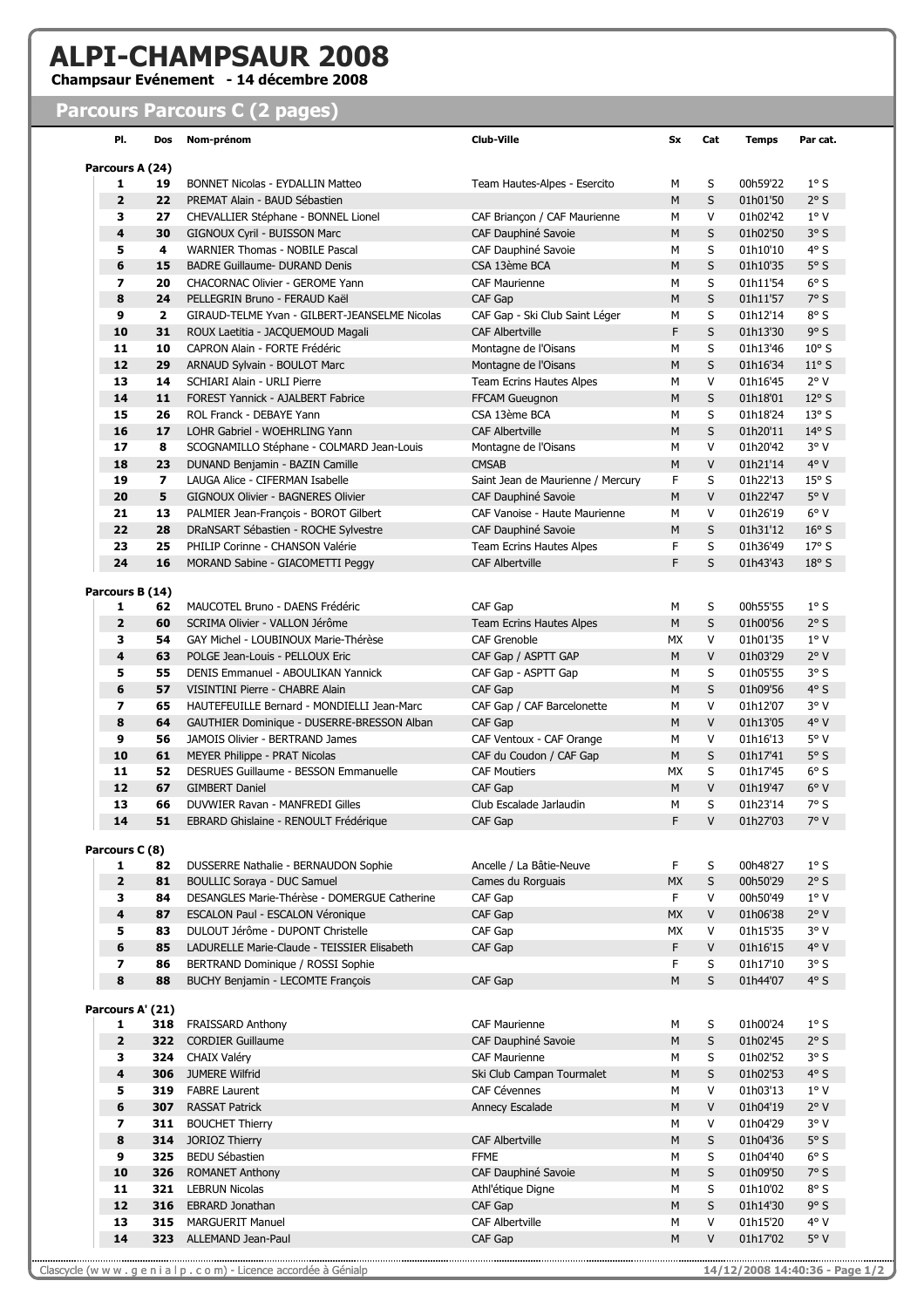# ALPI-CHAMPSAUR 2008

**Champsaur Evénement - 14 décembre 2008**

## Parcours Parcours C (2 pages)

| Pl. | Dos | Nom-prénom | Club-Ville | Sx | Cat | Temps | Par cat. |
|---|---|---|---|---|---|---|---|
| **Parcours A (24)** | | | | | | | |
| 1 | 19 | BONNET Nicolas - EYDALLIN Matteo | Team Hautes-Alpes - Esercito | M | S | 00h59'22 | 1° S |
| 2 | 22 | PREMAT Alain - BAUD Sébastien | | M | S | 01h01'50 | 2° S |
| 3 | 27 | CHEVALLIER Stéphane - BONNEL Lionel | CAF Briançon / CAF Maurienne | M | V | 01h02'42 | 1° V |
| 4 | 30 | GIGNOUX Cyril - BUISSON Marc | CAF Dauphiné Savoie | M | S | 01h02'50 | 3° S |
| 5 | 4 | WARNIER Thomas - NOBILE Pascal | CAF Dauphiné Savoie | M | S | 01h10'10 | 4° S |
| 6 | 15 | BADRE Guillaume- DURAND Denis | CSA 13ème BCA | M | S | 01h10'35 | 5° S |
| 7 | 20 | CHACORNAC Olivier - GEROME Yann | CAF Maurienne | M | S | 01h11'54 | 6° S |
| 8 | 24 | PELLEGRIN Bruno - FERAUD Kaël | CAF Gap | M | S | 01h11'57 | 7° S |
| 9 | 2 | GIRAUD-TELME Yvan - GILBERT-JEANSELME Nicolas | CAF Gap - Ski Club Saint Léger | M | S | 01h12'14 | 8° S |
| 10 | 31 | ROUX Laetitia - JACQUEMOUD Magali | CAF Albertville | F | S | 01h13'30 | 9° S |
| 11 | 10 | CAPRON Alain - FORTE Frédéric | Montagne de l'Oisans | M | S | 01h13'46 | 10° S |
| 12 | 29 | ARNAUD Sylvain - BOULOT Marc | Montagne de l'Oisans | M | S | 01h16'34 | 11° S |
| 13 | 14 | SCHIARI Alain - URLI Pierre | Team Ecrins Hautes Alpes | M | V | 01h16'45 | 2° V |
| 14 | 11 | FOREST Yannick - AJALBERT Fabrice | FFCAM Gueugnon | M | S | 01h18'01 | 12° S |
| 15 | 26 | ROL Franck - DEBAYE Yann | CSA 13ème BCA | M | S | 01h18'24 | 13° S |
| 16 | 17 | LOHR Gabriel - WOEHRLING Yann | CAF Albertville | M | S | 01h20'11 | 14° S |
| 17 | 8 | SCOGNAMILLO Stéphane - COLMARD Jean-Louis | Montagne de l'Oisans | M | V | 01h20'42 | 3° V |
| 18 | 23 | DUNAND Benjamin - BAZIN Camille | CMSAB | M | V | 01h21'14 | 4° V |
| 19 | 7 | LAUGA Alice - CIFERMAN Isabelle | Saint Jean de Maurienne / Mercury | F | S | 01h22'13 | 15° S |
| 20 | 5 | GIGNOUX Olivier - BAGNERES Olivier | CAF Dauphiné Savoie | M | V | 01h22'47 | 5° V |
| 21 | 13 | PALMIER Jean-François - BOROT Gilbert | CAF Vanoise - Haute Maurienne | M | V | 01h26'19 | 6° V |
| 22 | 28 | DRaNSART Sébastien - ROCHE Sylvestre | CAF Dauphiné Savoie | M | S | 01h31'12 | 16° S |
| 23 | 25 | PHILIP Corinne - CHANSON Valérie | Team Ecrins Hautes Alpes | F | S | 01h36'49 | 17° S |
| 24 | 16 | MORAND Sabine - GIACOMETTI Peggy | CAF Albertville | F | S | 01h43'43 | 18° S |
| **Parcours B (14)** | | | | | | | |
| 1 | 62 | MAUCOTEL Bruno - DAENS Frédéric | CAF Gap | M | S | 00h55'55 | 1° S |
| 2 | 60 | SCRIMA Olivier - VALLON Jérôme | Team Ecrins Hautes Alpes | M | S | 01h00'56 | 2° S |
| 3 | 54 | GAY Michel - LOUBINOUX Marie-Thérèse | CAF Grenoble | MX | V | 01h01'35 | 1° V |
| 4 | 63 | POLGE Jean-Louis - PELLOUX Eric | CAF Gap / ASPTT GAP | M | V | 01h03'29 | 2° V |
| 5 | 55 | DENIS Emmanuel - ABOULIKAN Yannick | CAF Gap - ASPTT Gap | M | S | 01h05'55 | 3° S |
| 6 | 57 | VISINTINI Pierre - CHABRE Alain | CAF Gap | M | S | 01h09'56 | 4° S |
| 7 | 65 | HAUTEFEUILLE Bernard - MONDIELLI Jean-Marc | CAF Gap / CAF Barcelonette | M | V | 01h12'07 | 3° V |
| 8 | 64 | GAUTHIER Dominique - DUSERRE-BRESSON Alban | CAF Gap | M | V | 01h13'05 | 4° V |
| 9 | 56 | JAMOIS Olivier - BERTRAND James | CAF Ventoux - CAF Orange | M | V | 01h16'13 | 5° V |
| 10 | 61 | MEYER Philippe - PRAT Nicolas | CAF du Coudon / CAF Gap | M | S | 01h17'41 | 5° S |
| 11 | 52 | DESRUES Guillaume - BESSON Emmanuelle | CAF Moutiers | MX | S | 01h17'45 | 6° S |
| 12 | 67 | GIMBERT Daniel | CAF Gap | M | V | 01h19'47 | 6° V |
| 13 | 66 | DUVWIER Ravan - MANFREDI Gilles | Club Escalade Jarlaudin | M | S | 01h23'14 | 7° S |
| 14 | 51 | EBRARD Ghislaine - RENOULT Frédérique | CAF Gap | F | V | 01h27'03 | 7° V |
| **Parcours C (8)** | | | | | | | |
| 1 | 82 | DUSSERRE Nathalie - BERNAUDON Sophie | Ancelle / La Bâtie-Neuve | F | S | 00h48'27 | 1° S |
| 2 | 81 | BOULLIC Soraya - DUC Samuel | Cames du Rorguais | MX | S | 00h50'29 | 2° S |
| 3 | 84 | DESANGLES Marie-Thérèse - DOMERGUE Catherine | CAF Gap | F | V | 00h50'49 | 1° V |
| 4 | 87 | ESCALON Paul - ESCALON Véronique | CAF Gap | MX | V | 01h06'38 | 2° V |
| 5 | 83 | DULOUT Jérôme - DUPONT Christelle | CAF Gap | MX | V | 01h15'35 | 3° V |
| 6 | 85 | LADURELLE Marie-Claude - TEISSIER Elisabeth | CAF Gap | F | V | 01h16'15 | 4° V |
| 7 | 86 | BERTRAND Dominique / ROSSI Sophie | | F | S | 01h17'10 | 3° S |
| 8 | 88 | BUCHY Benjamin - LECOMTE François | CAF Gap | M | S | 01h44'07 | 4° S |
| **Parcours A' (21)** | | | | | | | |
| 1 | 318 | FRAISSARD Anthony | CAF Maurienne | M | S | 01h00'24 | 1° S |
| 2 | 322 | CORDIER Guillaume | CAF Dauphiné Savoie | M | S | 01h02'45 | 2° S |
| 3 | 324 | CHAIX Valéry | CAF Maurienne | M | S | 01h02'52 | 3° S |
| 4 | 306 | JUMERE Wilfrid | Ski Club Campan Tourmalet | M | S | 01h02'53 | 4° S |
| 5 | 319 | FABRE Laurent | CAF Cévennes | M | V | 01h03'13 | 1° V |
| 6 | 307 | RASSAT Patrick | Annecy Escalade | M | V | 01h04'19 | 2° V |
| 7 | 311 | BOUCHET Thierry | | M | V | 01h04'29 | 3° V |
| 8 | 314 | JORIOZ Thierry | CAF Albertville | M | S | 01h04'36 | 5° S |
| 9 | 325 | BEDU Sébastien | FFME | M | S | 01h04'40 | 6° S |
| 10 | 326 | ROMANET Anthony | CAF Dauphiné Savoie | M | S | 01h09'50 | 7° S |
| 11 | 321 | LEBRUN Nicolas | Athl'étique Digne | M | S | 01h10'02 | 8° S |
| 12 | 316 | EBRARD Jonathan | CAF Gap | M | S | 01h14'30 | 9° S |
| 13 | 315 | MARGUERIT Manuel | CAF Albertville | M | V | 01h15'20 | 4° V |
| 14 | 323 | ALLEMAND Jean-Paul | CAF Gap | M | V | 01h17'02 | 5° V |

Clascycle (w w w . g e n i a l p . c o m) - Licence accordée à Génialp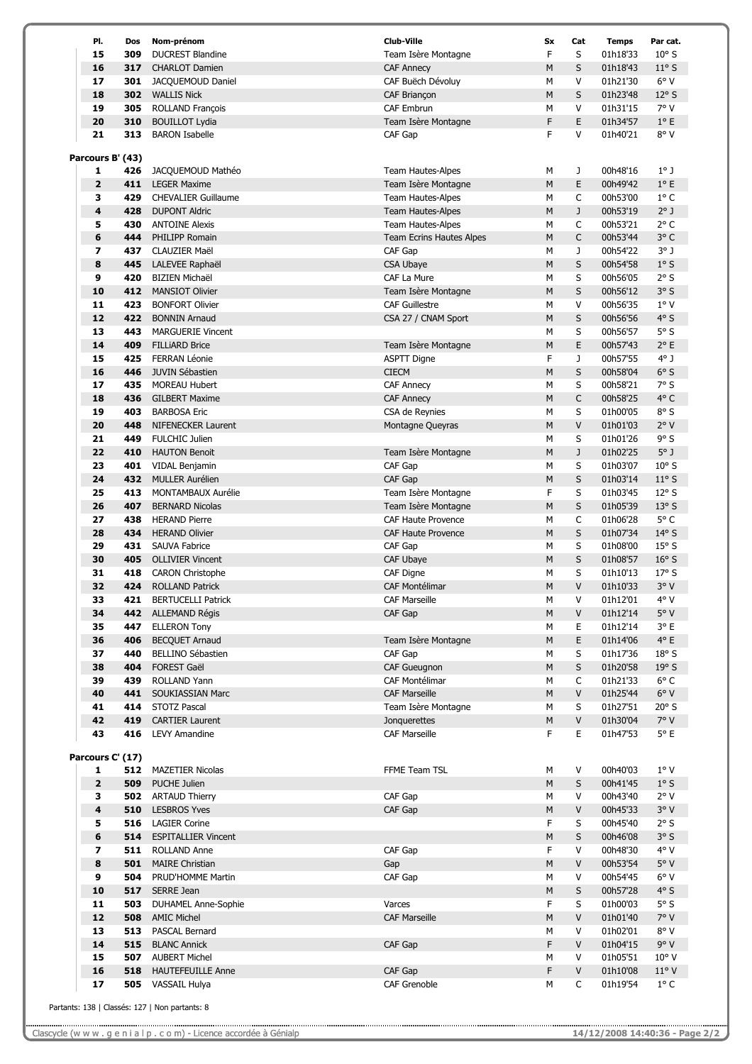| Pl. | Dos | Nom-prénom | Club-Ville | Sx | Cat | Temps | Par cat. |
|---|---|---|---|---|---|---|---|
| 15 | 309 | DUCREST Blandine | Team Isère Montagne | F | S | 01h18'33 | 10° S |
| 16 | 317 | CHARLOT Damien | CAF Annecy | M | S | 01h18'43 | 11° S |
| 17 | 301 | JACQUEMOUD Daniel | CAF Buëch Dévoluy | M | V | 01h21'30 | 6° V |
| 18 | 302 | WALLIS Nick | CAF Briançon | M | S | 01h23'48 | 12° S |
| 19 | 305 | ROLLAND François | CAF Embrun | M | V | 01h31'15 | 7° V |
| 20 | 310 | BOUILLOT Lydia | Team Isère Montagne | F | E | 01h34'57 | 1° E |
| 21 | 313 | BARON Isabelle | CAF Gap | F | V | 01h40'21 | 8° V |

**Parcours B' (43)**

| Pl. | Dos | Nom-prénom | Club-Ville | Sx | Cat | Temps | Par cat. |
|---|---|---|---|---|---|---|---|
| 1 | 426 | JACQUEMOUD Mathéo | Team Hautes-Alpes | M | J | 00h48'16 | 1° J |
| 2 | 411 | LEGER Maxime | Team Isère Montagne | M | E | 00h49'42 | 1° E |
| 3 | 429 | CHEVALIER Guillaume | Team Hautes-Alpes | M | C | 00h53'00 | 1° C |
| 4 | 428 | DUPONT Aldric | Team Hautes-Alpes | M | J | 00h53'19 | 2° J |
| 5 | 430 | ANTOINE Alexis | Team Hautes-Alpes | M | C | 00h53'21 | 2° C |
| 6 | 444 | PHILIPP Romain | Team Ecrins Hautes Alpes | M | C | 00h53'44 | 3° C |
| 7 | 437 | CLAUZIER Maël | CAF Gap | M | J | 00h54'22 | 3° J |
| 8 | 445 | LALEVEE Raphaël | CSA Ubaye | M | S | 00h54'58 | 1° S |
| 9 | 420 | BIZIEN Michaël | CAF La Mure | M | S | 00h56'05 | 2° S |
| 10 | 412 | MANSIOT Olivier | Team Isère Montagne | M | S | 00h56'12 | 3° S |
| 11 | 423 | BONFORT Olivier | CAF Guillestre | M | V | 00h56'35 | 1° V |
| 12 | 422 | BONNIN Arnaud | CSA 27 / CNAM Sport | M | S | 00h56'56 | 4° S |
| 13 | 443 | MARGUERIE Vincent | | M | S | 00h56'57 | 5° S |
| 14 | 409 | FILLiARD Brice | Team Isère Montagne | M | E | 00h57'43 | 2° E |
| 15 | 425 | FERRAN Léonie | ASPTT Digne | F | J | 00h57'55 | 4° J |
| 16 | 446 | JUVIN Sébastien | CIECM | M | S | 00h58'04 | 6° S |
| 17 | 435 | MOREAU Hubert | CAF Annecy | M | S | 00h58'21 | 7° S |
| 18 | 436 | GILBERT Maxime | CAF Annecy | M | C | 00h58'25 | 4° C |
| 19 | 403 | BARBOSA Eric | CSA de Reynies | M | S | 01h00'05 | 8° S |
| 20 | 448 | NIFENECKER Laurent | Montagne Queyras | M | V | 01h01'03 | 2° V |
| 21 | 449 | FULCHIC Julien | | M | S | 01h01'26 | 9° S |
| 22 | 410 | HAUTON Benoit | Team Isère Montagne | M | J | 01h02'25 | 5° J |
| 23 | 401 | VIDAL Benjamin | CAF Gap | M | S | 01h03'07 | 10° S |
| 24 | 432 | MULLER Aurélien | CAF Gap | M | S | 01h03'14 | 11° S |
| 25 | 413 | MONTAMBAUX Aurélie | Team Isère Montagne | F | S | 01h03'45 | 12° S |
| 26 | 407 | BERNARD Nicolas | Team Isère Montagne | M | S | 01h05'39 | 13° S |
| 27 | 438 | HERAND Pierre | CAF Haute Provence | M | C | 01h06'28 | 5° C |
| 28 | 434 | HERAND Olivier | CAF Haute Provence | M | S | 01h07'34 | 14° S |
| 29 | 431 | SAUVA Fabrice | CAF Gap | M | S | 01h08'00 | 15° S |
| 30 | 405 | OLLIVIER Vincent | CAF Ubaye | M | S | 01h08'57 | 16° S |
| 31 | 418 | CARON Christophe | CAF Digne | M | S | 01h10'13 | 17° S |
| 32 | 424 | ROLLAND Patrick | CAF Montélimar | M | V | 01h10'33 | 3° V |
| 33 | 421 | BERTUCELLI Patrick | CAF Marseille | M | V | 01h12'01 | 4° V |
| 34 | 442 | ALLEMAND Régis | CAF Gap | M | V | 01h12'14 | 5° V |
| 35 | 447 | ELLERON Tony | | M | E | 01h12'14 | 3° E |
| 36 | 406 | BECQUET Arnaud | Team Isère Montagne | M | E | 01h14'06 | 4° E |
| 37 | 440 | BELLINO Sébastien | CAF Gap | M | S | 01h17'36 | 18° S |
| 38 | 404 | FOREST Gaël | CAF Gueugnon | M | S | 01h20'58 | 19° S |
| 39 | 439 | ROLLAND Yann | CAF Montélimar | M | C | 01h21'33 | 6° C |
| 40 | 441 | SOUKIASSIAN Marc | CAF Marseille | M | V | 01h25'44 | 6° V |
| 41 | 414 | STOTZ Pascal | Team Isère Montagne | M | S | 01h27'51 | 20° S |
| 42 | 419 | CARTIER Laurent | Jonquerettes | M | V | 01h30'04 | 7° V |
| 43 | 416 | LEVY Amandine | CAF Marseille | F | E | 01h47'53 | 5° E |

**Parcours C' (17)**

| Pl. | Dos | Nom-prénom | Club-Ville | Sx | Cat | Temps | Par cat. |
|---|---|---|---|---|---|---|---|
| 1 | 512 | MAZETIER Nicolas | FFME Team TSL | M | V | 00h40'03 | 1° V |
| 2 | 509 | PUCHE Julien | | M | S | 00h41'45 | 1° S |
| 3 | 502 | ARTAUD Thierry | CAF Gap | M | V | 00h43'40 | 2° V |
| 4 | 510 | LESBROS Yves | CAF Gap | M | V | 00h45'33 | 3° V |
| 5 | 516 | LAGIER Corine | | F | S | 00h45'40 | 2° S |
| 6 | 514 | ESPITALLIER Vincent | | M | S | 00h46'08 | 3° S |
| 7 | 511 | ROLLAND Anne | CAF Gap | F | V | 00h48'30 | 4° V |
| 8 | 501 | MAIRE Christian | Gap | M | V | 00h53'54 | 5° V |
| 9 | 504 | PRUD'HOMME Martin | CAF Gap | M | V | 00h54'45 | 6° V |
| 10 | 517 | SERRE Jean | | M | S | 00h57'28 | 4° S |
| 11 | 503 | DUHAMEL Anne-Sophie | Varces | F | S | 01h00'03 | 5° S |
| 12 | 508 | AMIC Michel | CAF Marseille | M | V | 01h01'40 | 7° V |
| 13 | 513 | PASCAL Bernard | | M | V | 01h02'01 | 8° V |
| 14 | 515 | BLANC Annick | CAF Gap | F | V | 01h04'15 | 9° V |
| 15 | 507 | AUBERT Michel | | M | V | 01h05'51 | 10° V |
| 16 | 518 | HAUTEFEUILLE Anne | CAF Gap | F | V | 01h10'08 | 11° V |
| 17 | 505 | VASSAIL Hulya | CAF Grenoble | M | C | 01h19'54 | 1° C |

Partants: 138 | Classés: 127 | Non partants: 8